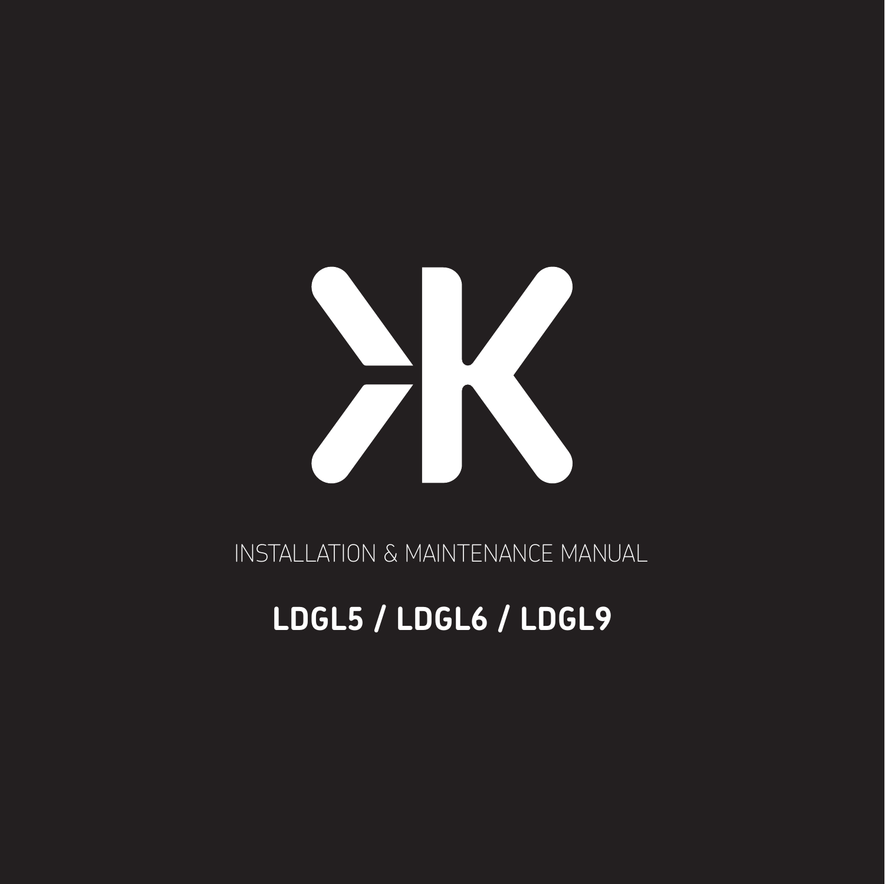INSTALLATION & MAINTENANCE MANUAL

# LDGL5 / LDGL6 / LDGL9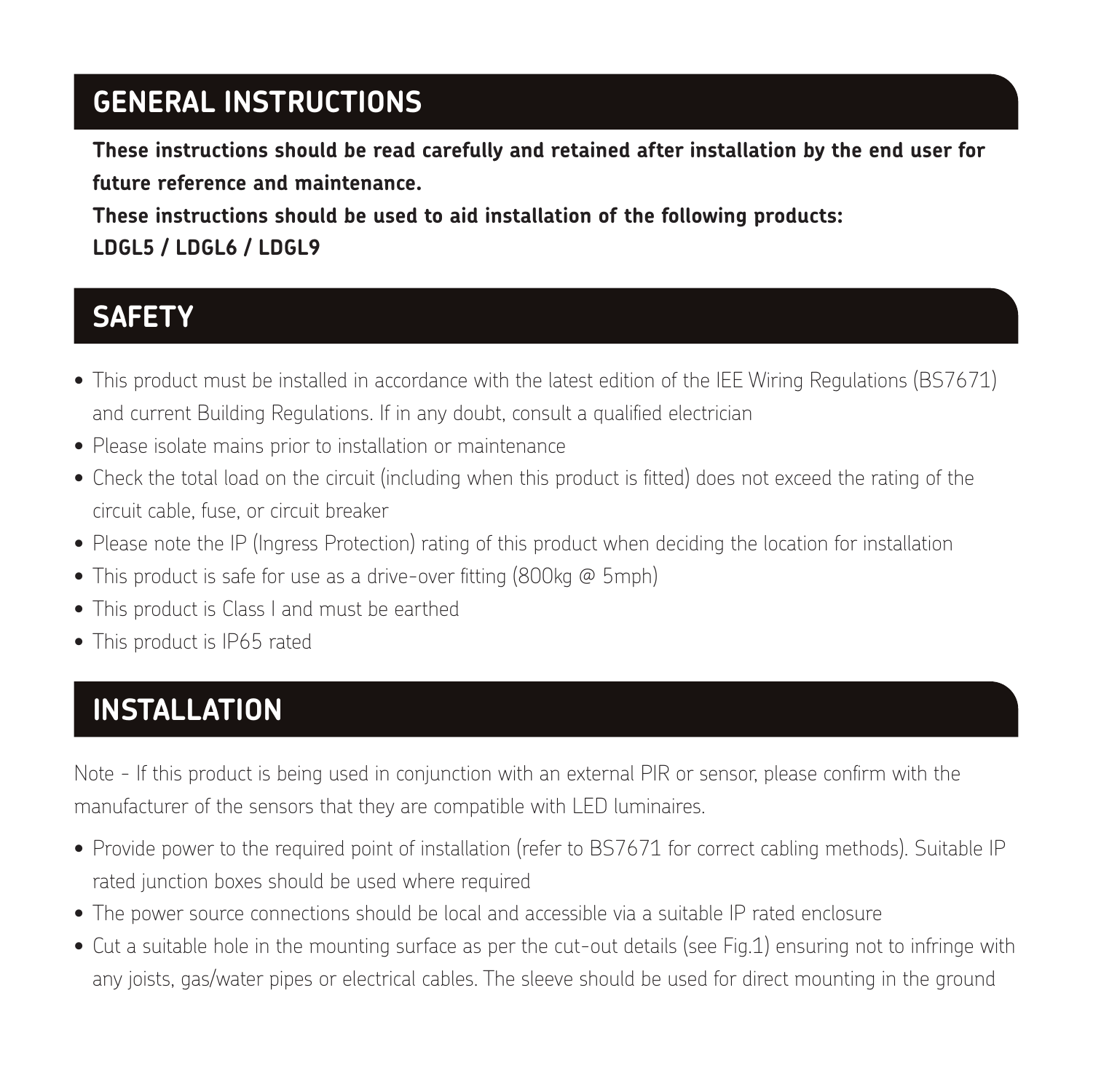## GENERAL INSTRUCTIONS

**These instructions should be read carefully and retained after installation by the end user for future reference and maintenance.**

**These instructions should be used to aid installation of the following products:**
**LDGL5 / LDGL6 / LDGL9**

## SAFETY

- This product must be installed in accordance with the latest edition of the IEE Wiring Regulations (BS7671) and current Building Regulations. If in any doubt, consult a qualified electrician
- Please isolate mains prior to installation or maintenance
- Check the total load on the circuit (including when this product is fitted) does not exceed the rating of the circuit cable, fuse, or circuit breaker
- Please note the IP (Ingress Protection) rating of this product when deciding the location for installation
- This product is safe for use as a drive-over fitting (800kg @ 5mph)
- This product is Class I and must be earthed
- This product is IP65 rated

## INSTALLATION

Note - If this product is being used in conjunction with an external PIR or sensor, please confirm with the manufacturer of the sensors that they are compatible with LED luminaires.

- Provide power to the required point of installation (refer to BS7671 for correct cabling methods). Suitable IP rated junction boxes should be used where required
- The power source connections should be local and accessible via a suitable IP rated enclosure
- Cut a suitable hole in the mounting surface as per the cut-out details (see Fig.1) ensuring not to infringe with any joists, gas/water pipes or electrical cables. The sleeve should be used for direct mounting in the ground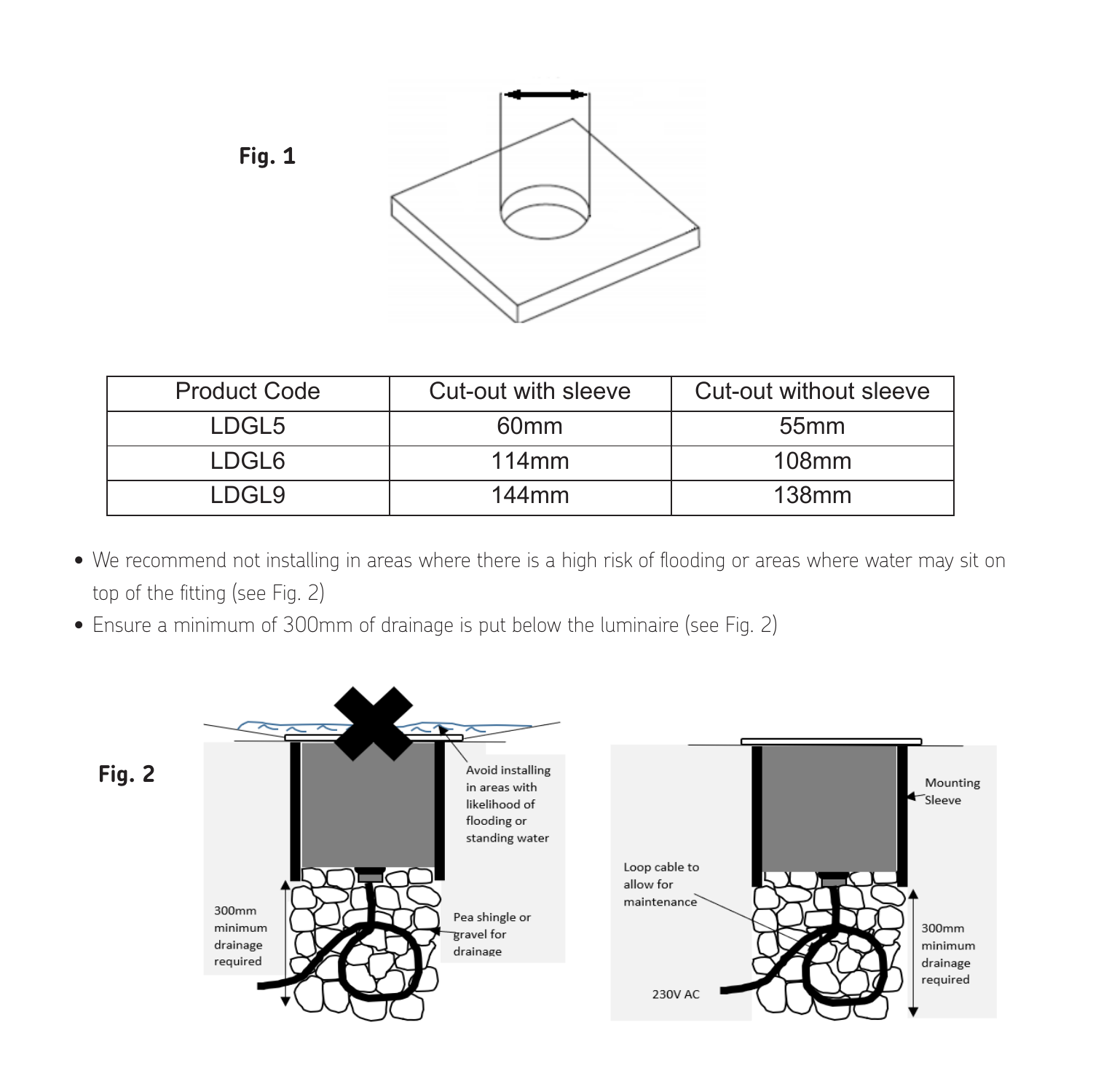**Fig. 1**

| Product Code | Cut-out with sleeve | Cut-out without sleeve |
|---|---|---|
| LDGL5 | 60mm | 55mm |
| LDGL6 | 114mm | 108mm |
| LDGL9 | 144mm | 138mm |

- We recommend not installing in areas where there is a high risk of flooding or areas where water may sit on top of the fitting (see Fig. 2)
- Ensure a minimum of 300mm of drainage is put below the luminaire (see Fig. 2)

**Fig. 2**

Avoid installing in areas with likelihood of flooding or standing water

300mm minimum drainage required

Pea shingle or gravel for drainage

Mounting Sleeve

Loop cable to allow for maintenance

230V AC

300mm minimum drainage required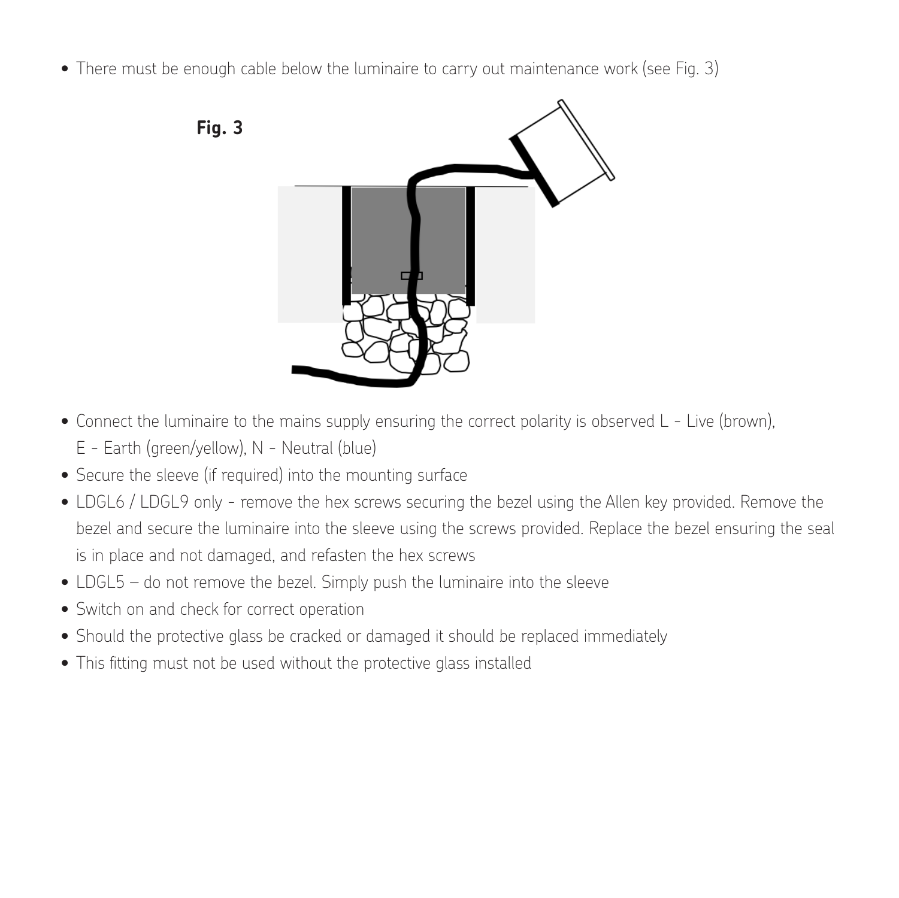- There must be enough cable below the luminaire to carry out maintenance work (see Fig. 3)

**Fig. 3**

- Connect the luminaire to the mains supply ensuring the correct polarity is observed L - Live (brown), E - Earth (green/yellow), N - Neutral (blue)
- Secure the sleeve (if required) into the mounting surface
- LDGL6 / LDGL9 only - remove the hex screws securing the bezel using the Allen key provided. Remove the bezel and secure the luminaire into the sleeve using the screws provided. Replace the bezel ensuring the seal is in place and not damaged, and refasten the hex screws
- LDGL5 – do not remove the bezel. Simply push the luminaire into the sleeve
- Switch on and check for correct operation
- Should the protective glass be cracked or damaged it should be replaced immediately
- This fitting must not be used without the protective glass installed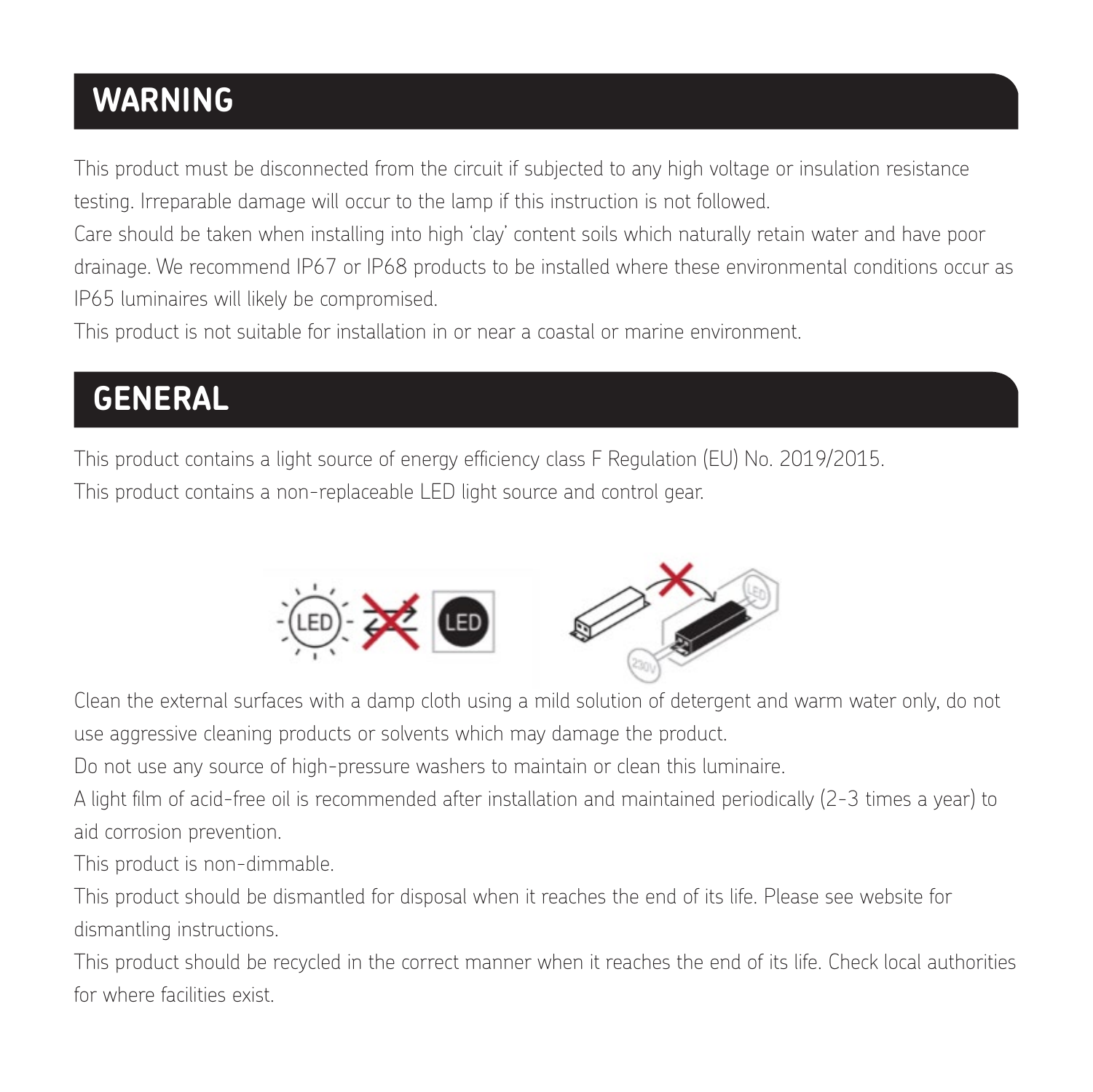## WARNING

This product must be disconnected from the circuit if subjected to any high voltage or insulation resistance testing. Irreparable damage will occur to the lamp if this instruction is not followed.
Care should be taken when installing into high 'clay' content soils which naturally retain water and have poor drainage. We recommend IP67 or IP68 products to be installed where these environmental conditions occur as IP65 luminaires will likely be compromised.
This product is not suitable for installation in or near a coastal or marine environment.

## GENERAL

This product contains a light source of energy efficiency class F Regulation (EU) No. 2019/2015.
This product contains a non-replaceable LED light source and control gear.

Clean the external surfaces with a damp cloth using a mild solution of detergent and warm water only, do not use aggressive cleaning products or solvents which may damage the product.
Do not use any source of high-pressure washers to maintain or clean this luminaire.
A light film of acid-free oil is recommended after installation and maintained periodically (2-3 times a year) to aid corrosion prevention.
This product is non-dimmable.
This product should be dismantled for disposal when it reaches the end of its life. Please see website for dismantling instructions.
This product should be recycled in the correct manner when it reaches the end of its life. Check local authorities for where facilities exist.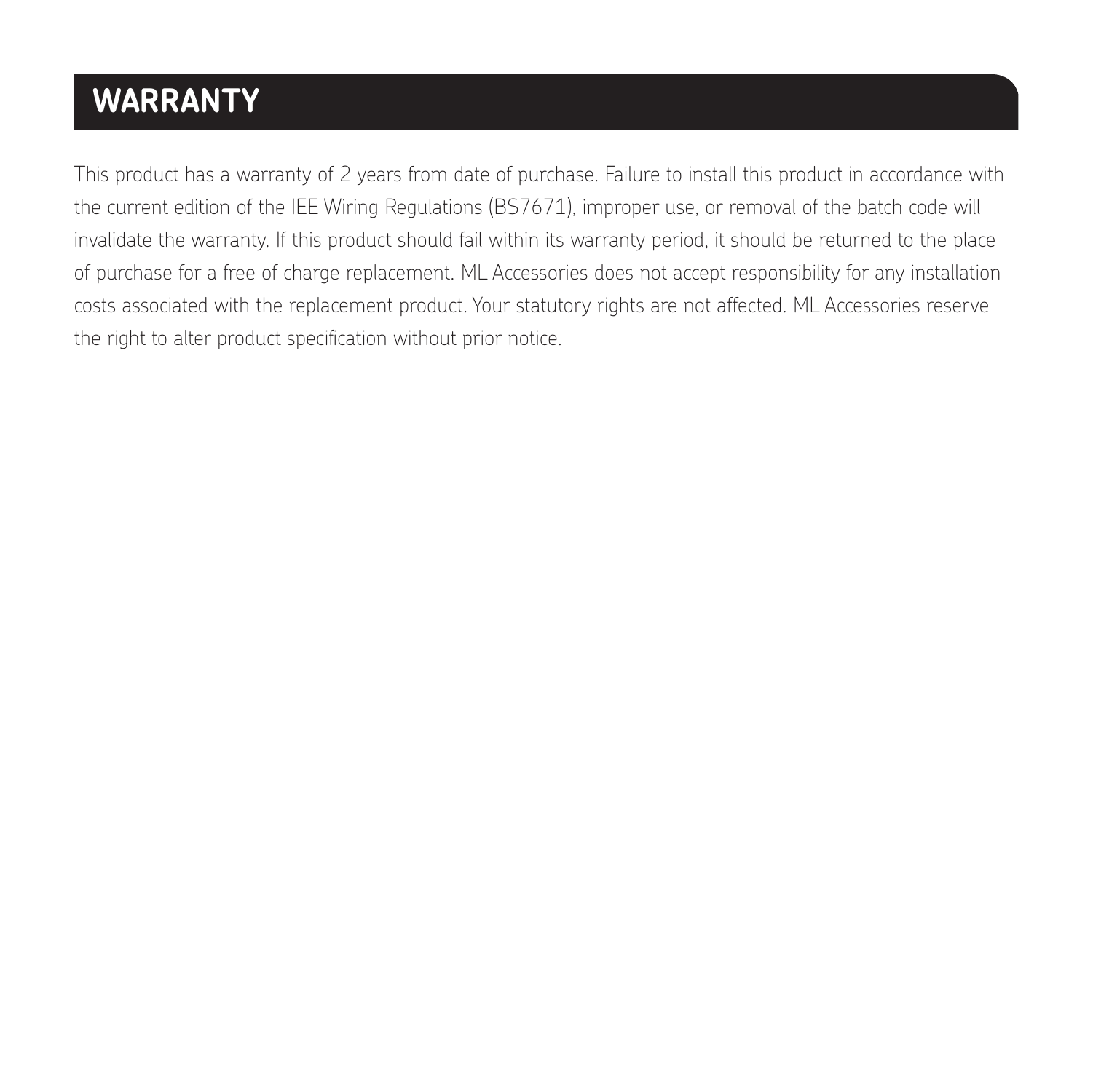## WARRANTY

This product has a warranty of 2 years from date of purchase. Failure to install this product in accordance with the current edition of the IEE Wiring Regulations (BS7671), improper use, or removal of the batch code will invalidate the warranty. If this product should fail within its warranty period, it should be returned to the place of purchase for a free of charge replacement. ML Accessories does not accept responsibility for any installation costs associated with the replacement product. Your statutory rights are not affected. ML Accessories reserve the right to alter product specification without prior notice.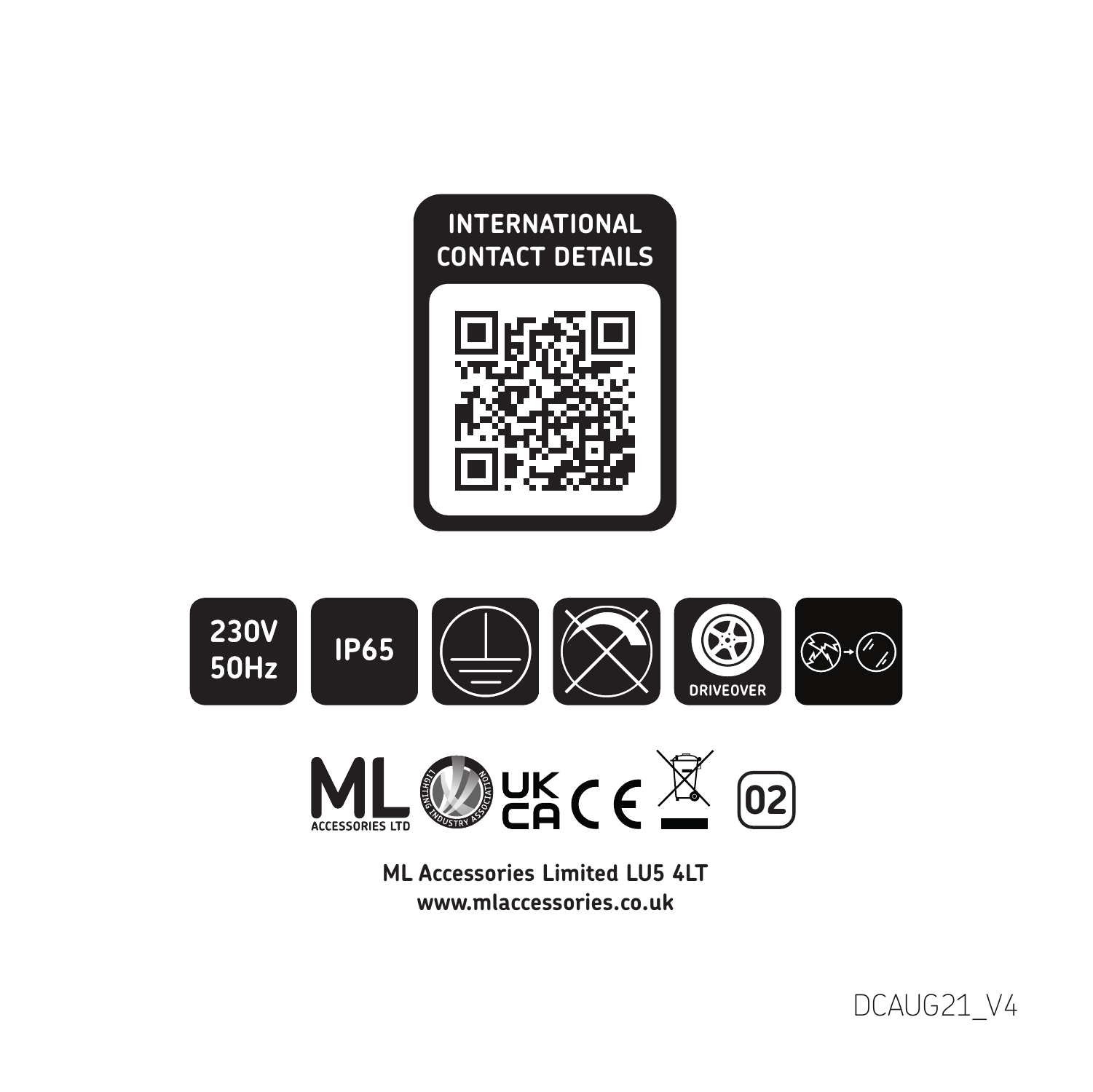**INTERNATIONAL CONTACT DETAILS**

230V 50Hz

IP65

DRIVEOVER

ACCESSORIES LTD

LIGHTING INDUSTRY ASSOCIATION

UK CA

CE

02

**ML Accessories Limited LU5 4LT**
**www.mlaccessories.co.uk**

DCAUG21_V4